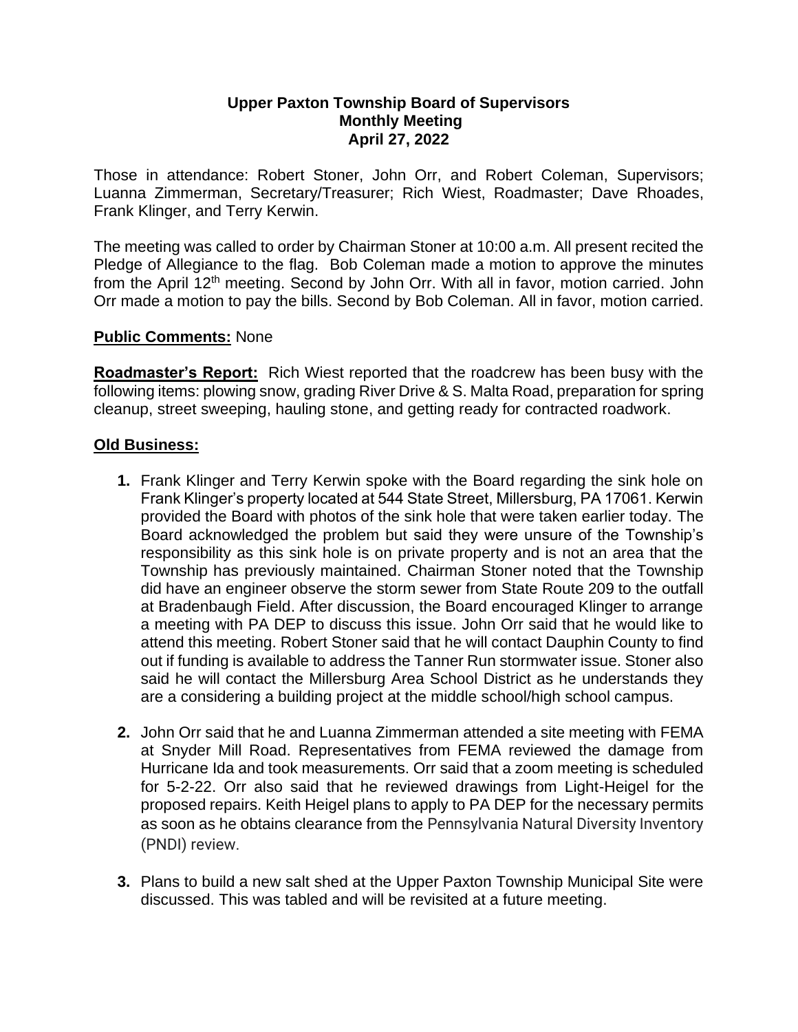**Upper Paxton Township Board of Supervisors**
**Monthly Meeting**
**April 27, 2022**

Those in attendance: Robert Stoner, John Orr, and Robert Coleman, Supervisors; Luanna Zimmerman, Secretary/Treasurer; Rich Wiest, Roadmaster; Dave Rhoades, Frank Klinger, and Terry Kerwin.

The meeting was called to order by Chairman Stoner at 10:00 a.m. All present recited the Pledge of Allegiance to the flag. Bob Coleman made a motion to approve the minutes from the April 12th meeting. Second by John Orr. With all in favor, motion carried. John Orr made a motion to pay the bills. Second by Bob Coleman. All in favor, motion carried.

**Public Comments:** None

**Roadmaster's Report:** Rich Wiest reported that the roadcrew has been busy with the following items: plowing snow, grading River Drive & S. Malta Road, preparation for spring cleanup, street sweeping, hauling stone, and getting ready for contracted roadwork.

**Old Business:**

1. Frank Klinger and Terry Kerwin spoke with the Board regarding the sink hole on Frank Klinger's property located at 544 State Street, Millersburg, PA 17061. Kerwin provided the Board with photos of the sink hole that were taken earlier today. The Board acknowledged the problem but said they were unsure of the Township's responsibility as this sink hole is on private property and is not an area that the Township has previously maintained. Chairman Stoner noted that the Township did have an engineer observe the storm sewer from State Route 209 to the outfall at Bradenbaugh Field. After discussion, the Board encouraged Klinger to arrange a meeting with PA DEP to discuss this issue. John Orr said that he would like to attend this meeting. Robert Stoner said that he will contact Dauphin County to find out if funding is available to address the Tanner Run stormwater issue. Stoner also said he will contact the Millersburg Area School District as he understands they are a considering a building project at the middle school/high school campus.

2. John Orr said that he and Luanna Zimmerman attended a site meeting with FEMA at Snyder Mill Road. Representatives from FEMA reviewed the damage from Hurricane Ida and took measurements. Orr said that a zoom meeting is scheduled for 5-2-22. Orr also said that he reviewed drawings from Light-Heigel for the proposed repairs. Keith Heigel plans to apply to PA DEP for the necessary permits as soon as he obtains clearance from the Pennsylvania Natural Diversity Inventory (PNDI) review.

3. Plans to build a new salt shed at the Upper Paxton Township Municipal Site were discussed. This was tabled and will be revisited at a future meeting.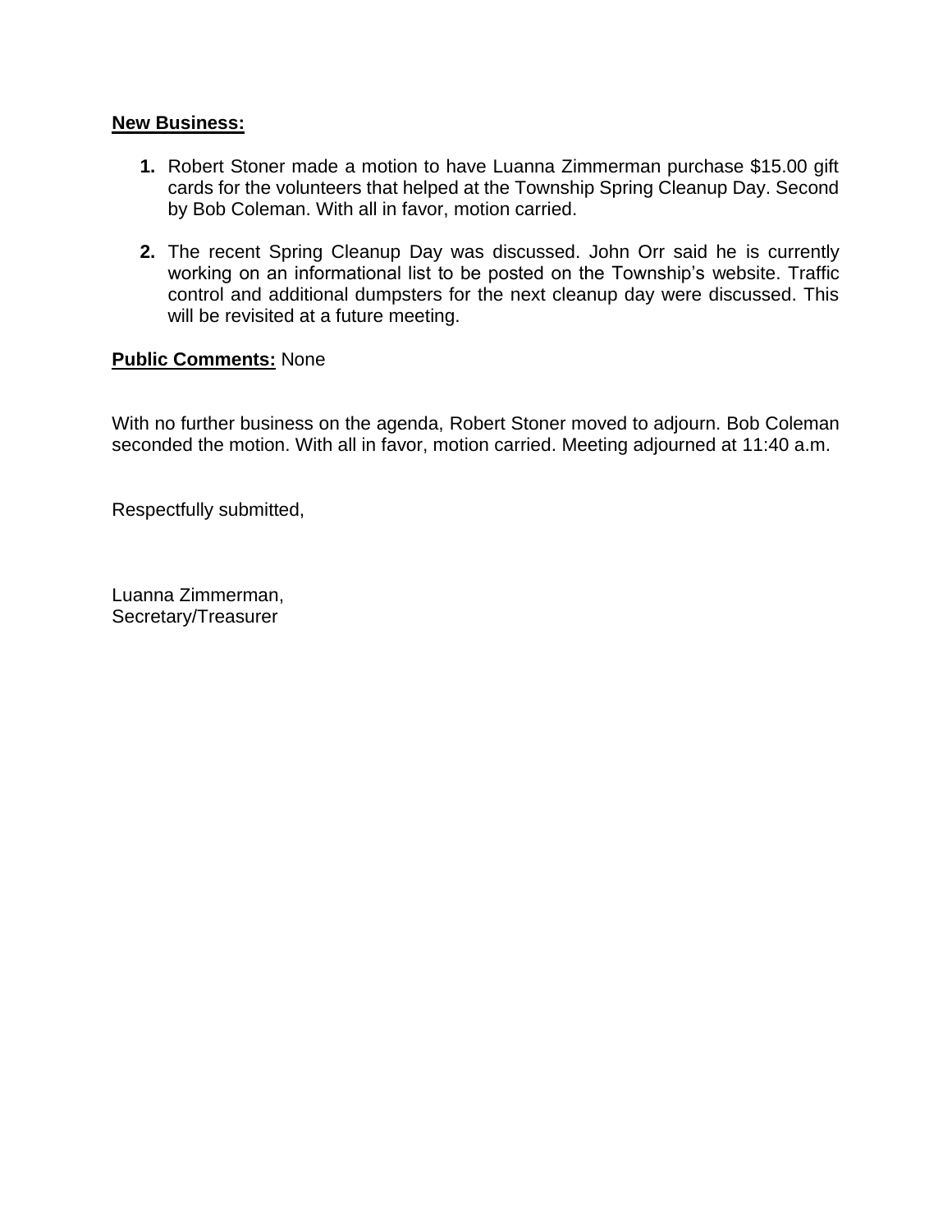**New Business:**

1. Robert Stoner made a motion to have Luanna Zimmerman purchase $15.00 gift cards for the volunteers that helped at the Township Spring Cleanup Day. Second by Bob Coleman. With all in favor, motion carried.

2. The recent Spring Cleanup Day was discussed. John Orr said he is currently working on an informational list to be posted on the Township's website. Traffic control and additional dumpsters for the next cleanup day were discussed. This will be revisited at a future meeting.

**Public Comments:** None

With no further business on the agenda, Robert Stoner moved to adjourn. Bob Coleman seconded the motion. With all in favor, motion carried. Meeting adjourned at 11:40 a.m.

Respectfully submitted,

Luanna Zimmerman,
Secretary/Treasurer